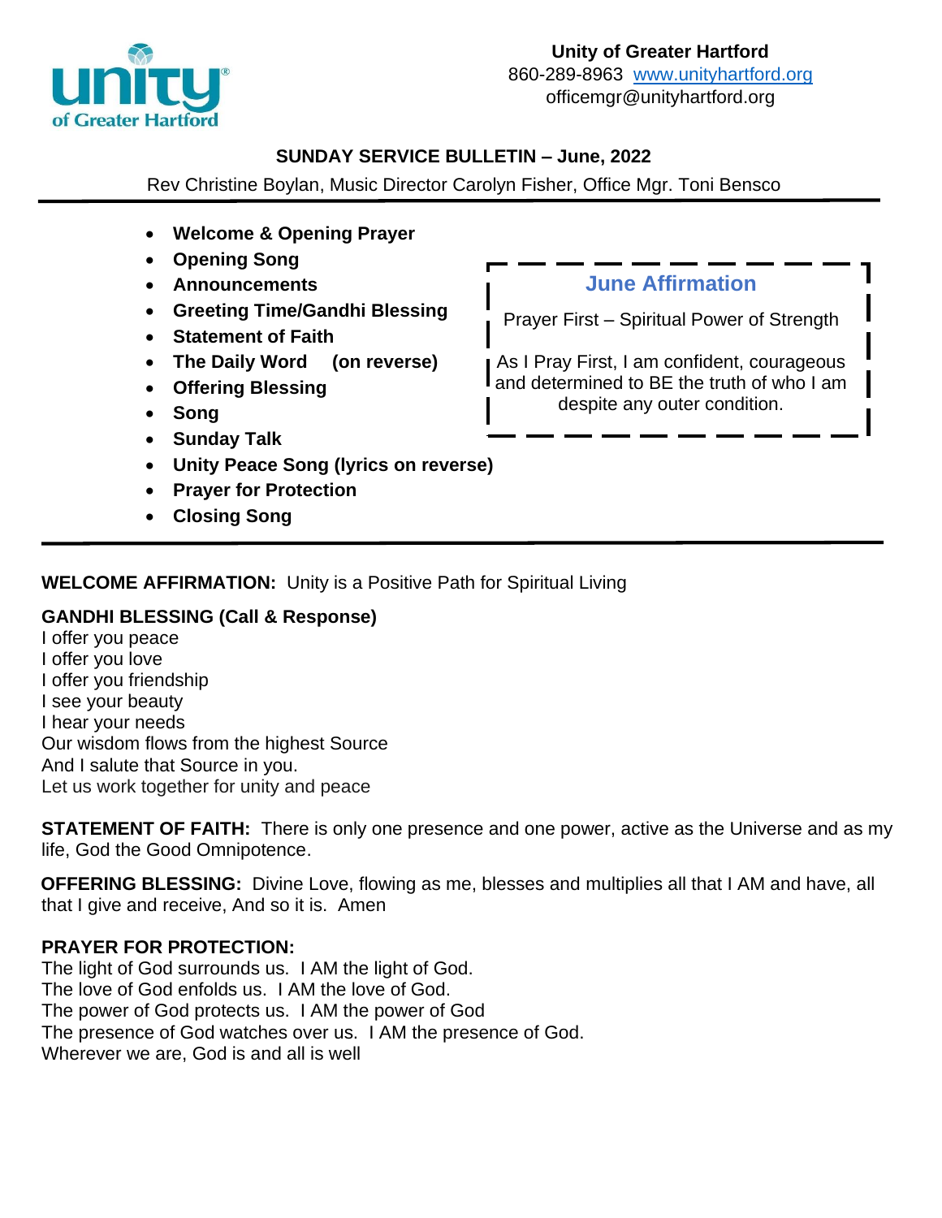**Unity of Greater Hartford**
860-289-8963 [www.unityhartford.org](http://www.unityhartford.org)
officemgr@unityhartford.org

## SUNDAY SERVICE BULLETIN – June, 2022

Rev Christine Boylan, Music Director Carolyn Fisher, Office Mgr. Toni Bensco

- **Welcome & Opening Prayer**
- **Opening Song**
- **Announcements**
- **Greeting Time/Gandhi Blessing**
- **Statement of Faith**
- **The Daily Word (on reverse)**
- **Offering Blessing**
- **Song**
- **Sunday Talk**
- **Unity Peace Song (lyrics on reverse)**
- **Prayer for Protection**
- **Closing Song**

### June Affirmation

Prayer First – Spiritual Power of Strength

As I Pray First, I am confident, courageous and determined to BE the truth of who I am despite any outer condition.

**WELCOME AFFIRMATION:** Unity is a Positive Path for Spiritual Living

**GANDHI BLESSING (Call & Response)**
I offer you peace
I offer you love
I offer you friendship
I see your beauty
I hear your needs
Our wisdom flows from the highest Source
And I salute that Source in you.
Let us work together for unity and peace

**STATEMENT OF FAITH:** There is only one presence and one power, active as the Universe and as my life, God the Good Omnipotence.

**OFFERING BLESSING:** Divine Love, flowing as me, blesses and multiplies all that I AM and have, all that I give and receive, And so it is. Amen

**PRAYER FOR PROTECTION:**
The light of God surrounds us. I AM the light of God.
The love of God enfolds us. I AM the love of God.
The power of God protects us. I AM the power of God
The presence of God watches over us. I AM the presence of God.
Wherever we are, God is and all is well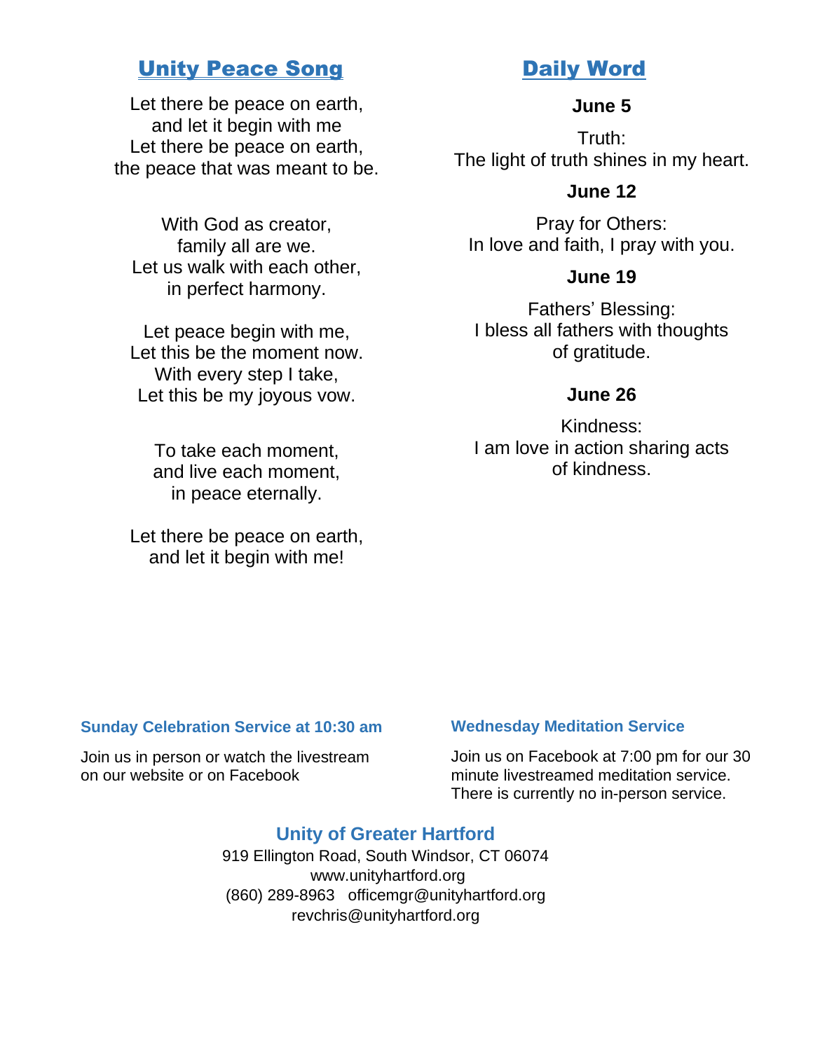## Unity Peace Song

Let there be peace on earth,
and let it begin with me
Let there be peace on earth,
the peace that was meant to be.

With God as creator,
family all are we.
Let us walk with each other,
in perfect harmony.

Let peace begin with me,
Let this be the moment now.
With every step I take,
Let this be my joyous vow.

To take each moment,
and live each moment,
in peace eternally.

Let there be peace on earth,
and let it begin with me!

## Daily Word

**June 5**

Truth:
The light of truth shines in my heart.

**June 12**

Pray for Others:
In love and faith, I pray with you.

**June 19**

Fathers' Blessing:
I bless all fathers with thoughts of gratitude.

**June 26**

Kindness:
I am love in action sharing acts of kindness.

### Sunday Celebration Service at 10:30 am

Join us in person or watch the livestream on our website or on Facebook

### Wednesday Meditation Service

Join us on Facebook at 7:00 pm for our 30 minute livestreamed meditation service. There is currently no in-person service.

### Unity of Greater Hartford

919 Ellington Road, South Windsor, CT 06074
www.unityhartford.org
(860) 289-8963 officemgr@unityhartford.org
revchris@unityhartford.org